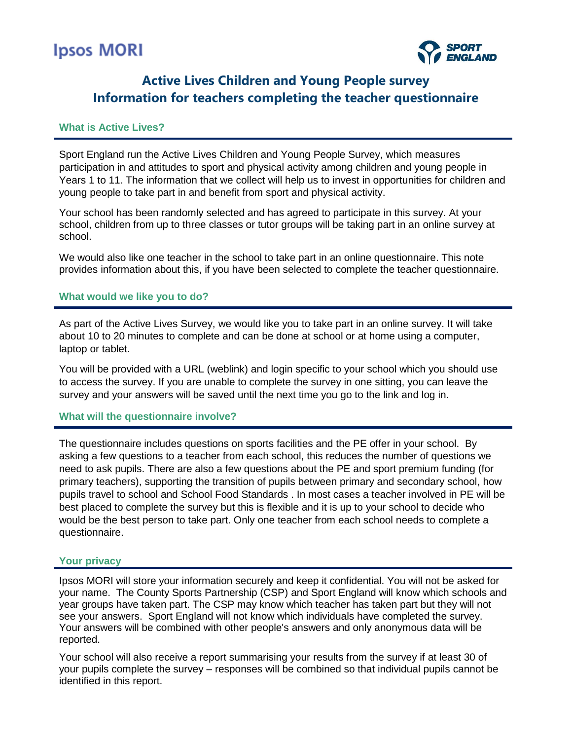Ipsos MORI

SPORT ENGLAND

# Active Lives Children and Young People survey
# Information for teachers completing the teacher questionnaire

## What is Active Lives?

Sport England run the Active Lives Children and Young People Survey, which measures participation in and attitudes to sport and physical activity among children and young people in Years 1 to 11. The information that we collect will help us to invest in opportunities for children and young people to take part in and benefit from sport and physical activity.

Your school has been randomly selected and has agreed to participate in this survey. At your school, children from up to three classes or tutor groups will be taking part in an online survey at school.

We would also like one teacher in the school to take part in an online questionnaire. This note provides information about this, if you have been selected to complete the teacher questionnaire.

## What would we like you to do?

As part of the Active Lives Survey, we would like you to take part in an online survey. It will take about 10 to 20 minutes to complete and can be done at school or at home using a computer, laptop or tablet.

You will be provided with a URL (weblink) and login specific to your school which you should use to access the survey. If you are unable to complete the survey in one sitting, you can leave the survey and your answers will be saved until the next time you go to the link and log in.

## What will the questionnaire involve?

The questionnaire includes questions on sports facilities and the PE offer in your school. By asking a few questions to a teacher from each school, this reduces the number of questions we need to ask pupils. There are also a few questions about the PE and sport premium funding (for primary teachers), supporting the transition of pupils between primary and secondary school, how pupils travel to school and School Food Standards . In most cases a teacher involved in PE will be best placed to complete the survey but this is flexible and it is up to your school to decide who would be the best person to take part. Only one teacher from each school needs to complete a questionnaire.

## Your privacy

Ipsos MORI will store your information securely and keep it confidential. You will not be asked for your name. The County Sports Partnership (CSP) and Sport England will know which schools and year groups have taken part. The CSP may know which teacher has taken part but they will not see your answers. Sport England will not know which individuals have completed the survey. Your answers will be combined with other people's answers and only anonymous data will be reported.

Your school will also receive a report summarising your results from the survey if at least 30 of your pupils complete the survey – responses will be combined so that individual pupils cannot be identified in this report.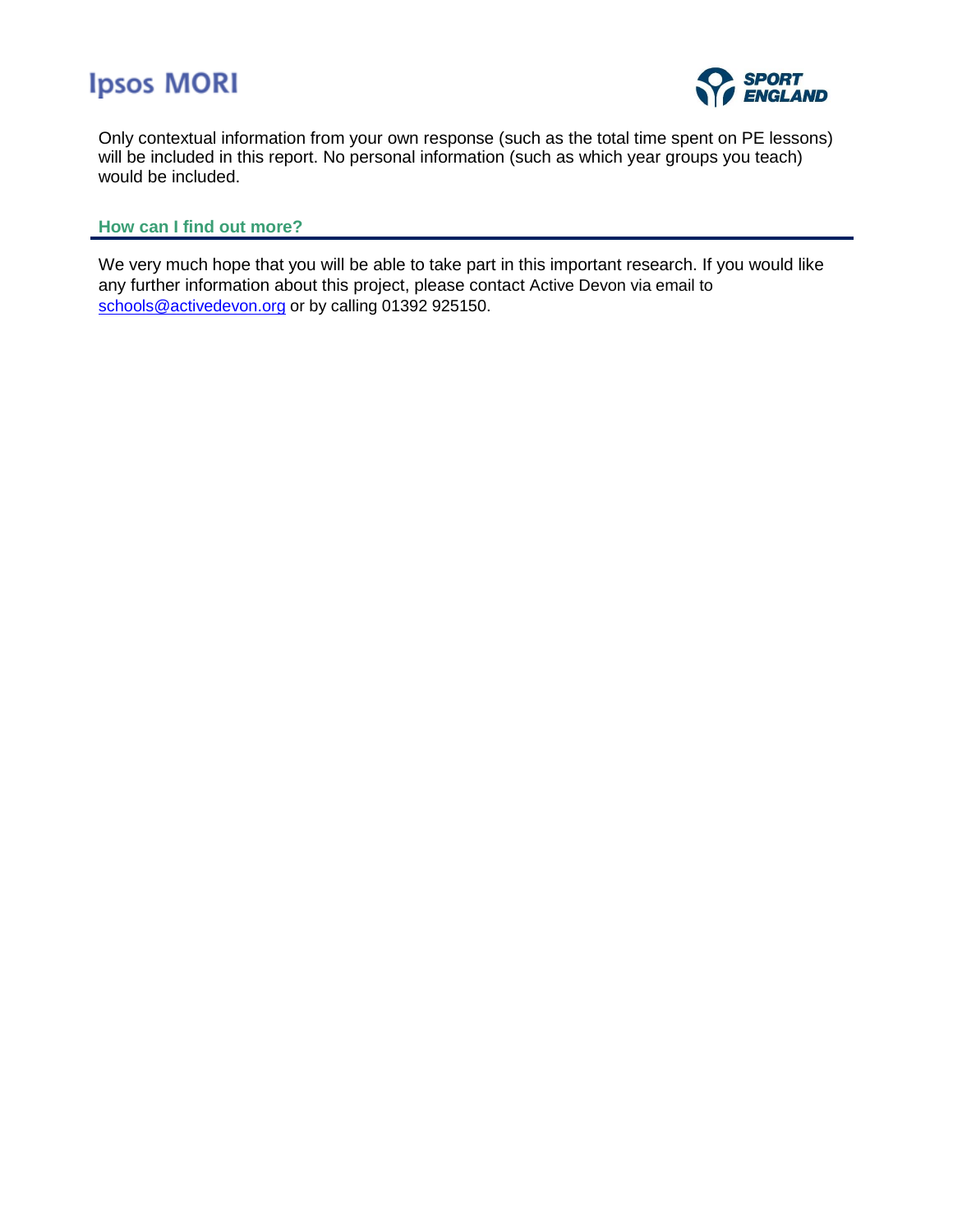Only contextual information from your own response (such as the total time spent on PE lessons) will be included in this report. No personal information (such as which year groups you teach) would be included.

## How can I find out more?

We very much hope that you will be able to take part in this important research. If you would like any further information about this project, please contact Active Devon via email to schools@activedevon.org or by calling 01392 925150.